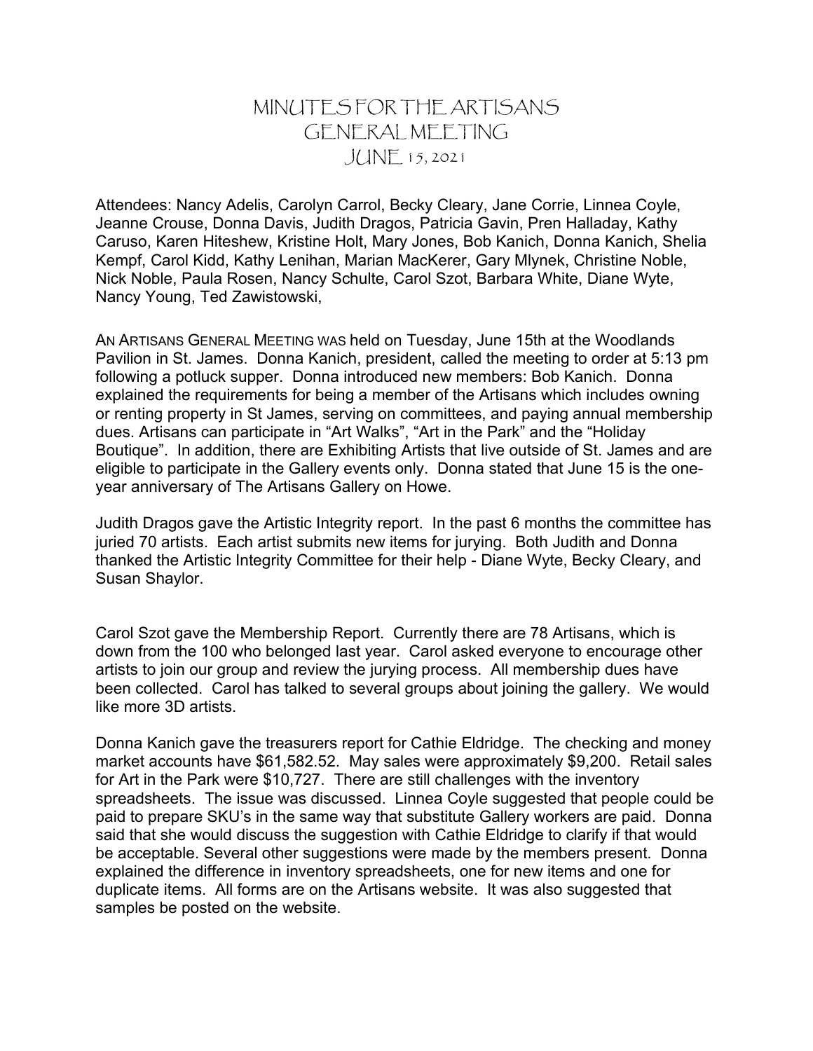# MINUTES FOR THE ARTISANS GENERAL MEETING JUNE 15, 2021

Attendees: Nancy Adelis, Carolyn Carrol, Becky Cleary, Jane Corrie, Linnea Coyle, Jeanne Crouse, Donna Davis, Judith Dragos, Patricia Gavin, Pren Halladay, Kathy Caruso, Karen Hiteshew, Kristine Holt, Mary Jones, Bob Kanich, Donna Kanich, Shelia Kempf, Carol Kidd, Kathy Lenihan, Marian MacKerer, Gary Mlynek, Christine Noble, Nick Noble, Paula Rosen, Nancy Schulte, Carol Szot, Barbara White, Diane Wyte, Nancy Young, Ted Zawistowski,

AN ARTISANS GENERAL MEETING WAS held on Tuesday, June 15th at the Woodlands Pavilion in St. James. Donna Kanich, president, called the meeting to order at 5:13 pm following a potluck supper. Donna introduced new members: Bob Kanich. Donna explained the requirements for being a member of the Artisans which includes owning or renting property in St James, serving on committees, and paying annual membership dues. Artisans can participate in "Art Walks", "Art in the Park" and the "Holiday Boutique". In addition, there are Exhibiting Artists that live outside of St. James and are eligible to participate in the Gallery events only. Donna stated that June 15 is the one-year anniversary of The Artisans Gallery on Howe.

Judith Dragos gave the Artistic Integrity report. In the past 6 months the committee has juried 70 artists. Each artist submits new items for jurying. Both Judith and Donna thanked the Artistic Integrity Committee for their help - Diane Wyte, Becky Cleary, and Susan Shaylor.

Carol Szot gave the Membership Report. Currently there are 78 Artisans, which is down from the 100 who belonged last year. Carol asked everyone to encourage other artists to join our group and review the jurying process. All membership dues have been collected. Carol has talked to several groups about joining the gallery. We would like more 3D artists.

Donna Kanich gave the treasurers report for Cathie Eldridge. The checking and money market accounts have $61,582.52. May sales were approximately $9,200. Retail sales for Art in the Park were $10,727. There are still challenges with the inventory spreadsheets. The issue was discussed. Linnea Coyle suggested that people could be paid to prepare SKU's in the same way that substitute Gallery workers are paid. Donna said that she would discuss the suggestion with Cathie Eldridge to clarify if that would be acceptable. Several other suggestions were made by the members present. Donna explained the difference in inventory spreadsheets, one for new items and one for duplicate items. All forms are on the Artisans website. It was also suggested that samples be posted on the website.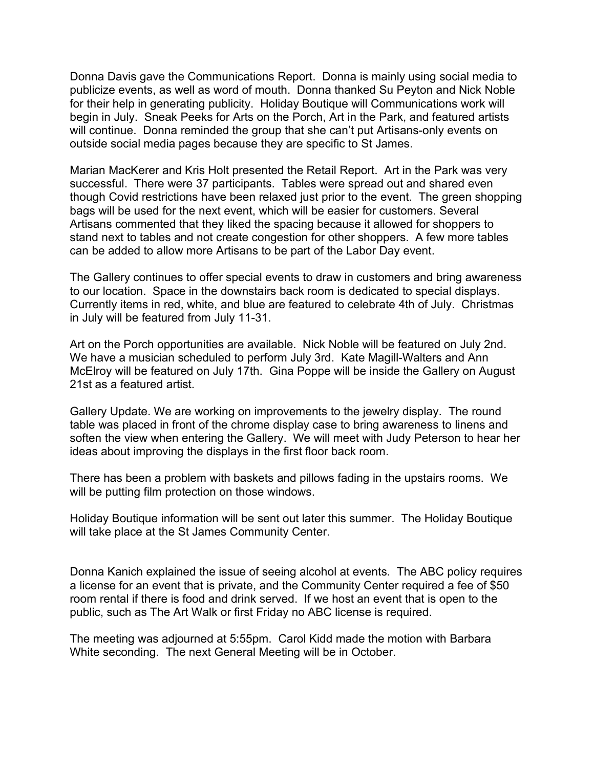Donna Davis gave the Communications Report. Donna is mainly using social media to publicize events, as well as word of mouth. Donna thanked Su Peyton and Nick Noble for their help in generating publicity. Holiday Boutique will Communications work will begin in July. Sneak Peeks for Arts on the Porch, Art in the Park, and featured artists will continue. Donna reminded the group that she can't put Artisans-only events on outside social media pages because they are specific to St James.

Marian MacKerer and Kris Holt presented the Retail Report. Art in the Park was very successful. There were 37 participants. Tables were spread out and shared even though Covid restrictions have been relaxed just prior to the event. The green shopping bags will be used for the next event, which will be easier for customers. Several Artisans commented that they liked the spacing because it allowed for shoppers to stand next to tables and not create congestion for other shoppers. A few more tables can be added to allow more Artisans to be part of the Labor Day event.

The Gallery continues to offer special events to draw in customers and bring awareness to our location. Space in the downstairs back room is dedicated to special displays. Currently items in red, white, and blue are featured to celebrate 4th of July. Christmas in July will be featured from July 11-31.

Art on the Porch opportunities are available. Nick Noble will be featured on July 2nd. We have a musician scheduled to perform July 3rd. Kate Magill-Walters and Ann McElroy will be featured on July 17th. Gina Poppe will be inside the Gallery on August 21st as a featured artist.

Gallery Update. We are working on improvements to the jewelry display. The round table was placed in front of the chrome display case to bring awareness to linens and soften the view when entering the Gallery. We will meet with Judy Peterson to hear her ideas about improving the displays in the first floor back room.

There has been a problem with baskets and pillows fading in the upstairs rooms. We will be putting film protection on those windows.

Holiday Boutique information will be sent out later this summer. The Holiday Boutique will take place at the St James Community Center.

Donna Kanich explained the issue of seeing alcohol at events. The ABC policy requires a license for an event that is private, and the Community Center required a fee of $50 room rental if there is food and drink served. If we host an event that is open to the public, such as The Art Walk or first Friday no ABC license is required.

The meeting was adjourned at 5:55pm. Carol Kidd made the motion with Barbara White seconding. The next General Meeting will be in October.